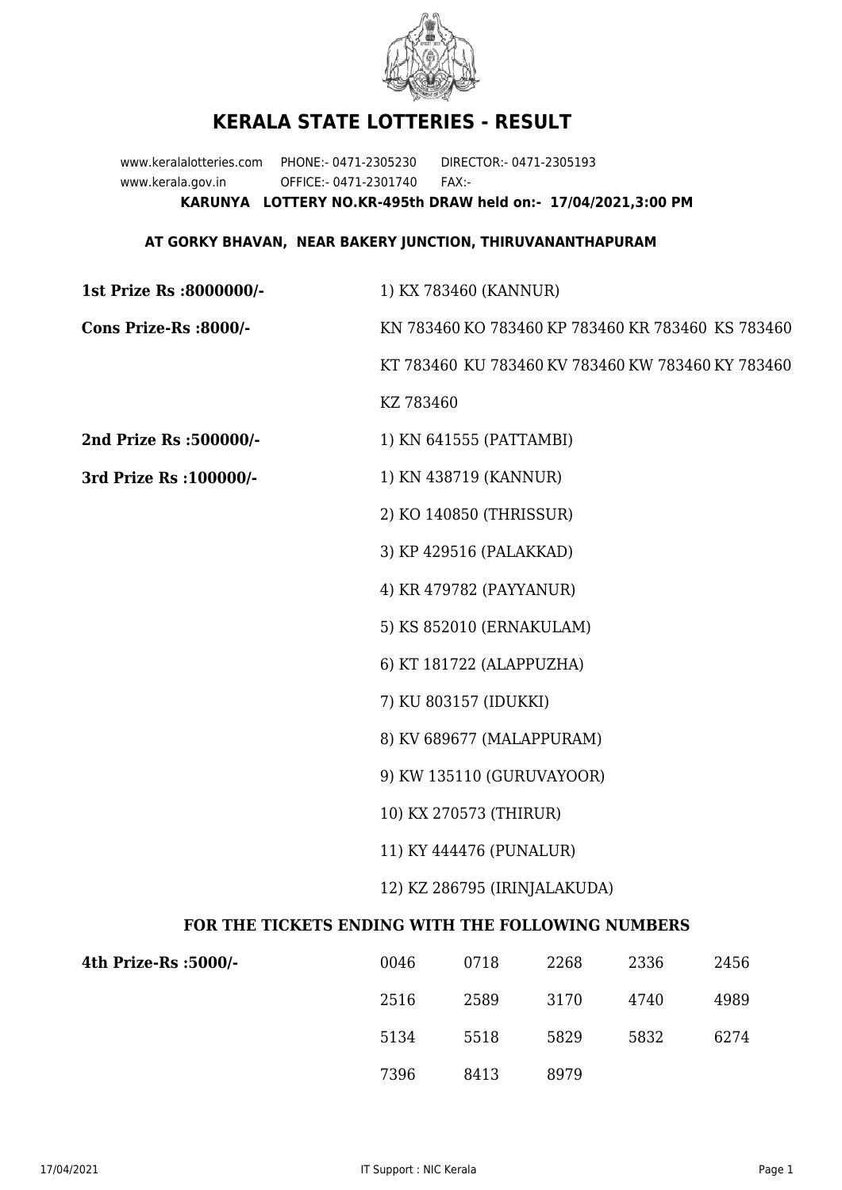# KERALA STATE LOTTERIES - RESULT

www.keralalotteries.com PHONE:- 0471-2305230 DIRECTOR:- 0471-2305193
www.kerala.gov.in OFFICE:- 0471-2301740 FAX:-

**KARUNYA LOTTERY NO.KR-495th DRAW held on:- 17/04/2021,3:00 PM**

**AT GORKY BHAVAN, NEAR BAKERY JUNCTION, THIRUVANANTHAPURAM**

**1st Prize Rs :8000000/-** 1) KX 783460 (KANNUR)

**Cons Prize-Rs :8000/-** KN 783460 KO 783460 KP 783460 KR 783460 KS 783460 KT 783460 KU 783460 KV 783460 KW 783460 KY 783460 KZ 783460

**2nd Prize Rs :500000/-** 1) KN 641555 (PATTAMBI)

**3rd Prize Rs :100000/-**

1) KN 438719 (KANNUR)
2) KO 140850 (THRISSUR)
3) KP 429516 (PALAKKAD)
4) KR 479782 (PAYYANUR)
5) KS 852010 (ERNAKULAM)
6) KT 181722 (ALAPPUZHA)
7) KU 803157 (IDUKKI)
8) KV 689677 (MALAPPURAM)
9) KW 135110 (GURUVAYOOR)
10) KX 270573 (THIRUR)
11) KY 444476 (PUNALUR)
12) KZ 286795 (IRINJALAKUDA)

### FOR THE TICKETS ENDING WITH THE FOLLOWING NUMBERS

**4th Prize-Rs :5000/-**

| | | | | |
|---|---|---|---|---|
| 0046 | 0718 | 2268 | 2336 | 2456 |
| 2516 | 2589 | 3170 | 4740 | 4989 |
| 5134 | 5518 | 5829 | 5832 | 6274 |
| 7396 | 8413 | 8979 | | |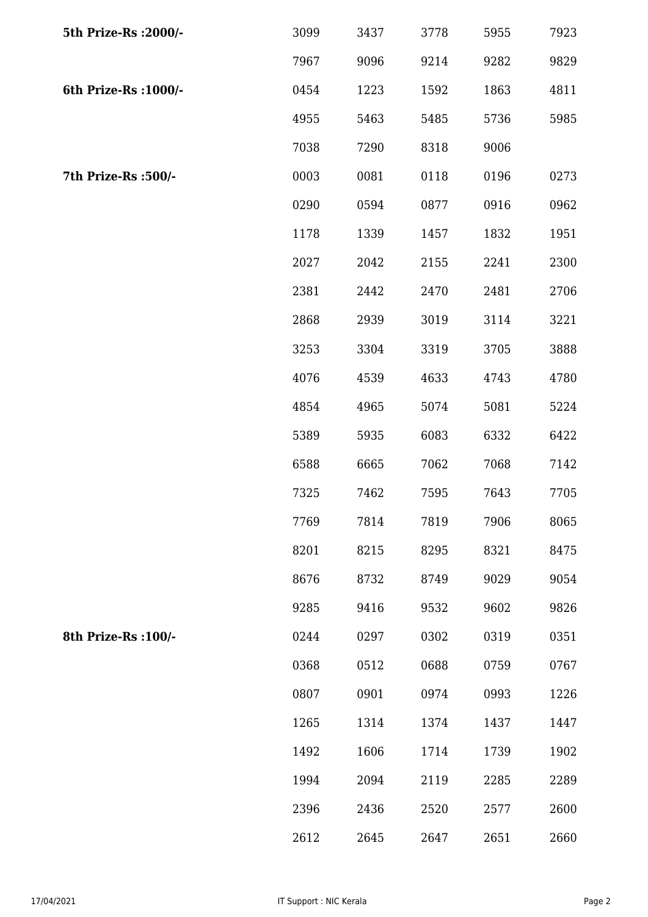| | | | | | |
|---|---|---|---|---|---|
| **5th Prize-Rs :2000/-** | 3099 | 3437 | 3778 | 5955 | 7923 |
| | 7967 | 9096 | 9214 | 9282 | 9829 |
| **6th Prize-Rs :1000/-** | 0454 | 1223 | 1592 | 1863 | 4811 |
| | 4955 | 5463 | 5485 | 5736 | 5985 |
| | 7038 | 7290 | 8318 | 9006 | |
| **7th Prize-Rs :500/-** | 0003 | 0081 | 0118 | 0196 | 0273 |
| | 0290 | 0594 | 0877 | 0916 | 0962 |
| | 1178 | 1339 | 1457 | 1832 | 1951 |
| | 2027 | 2042 | 2155 | 2241 | 2300 |
| | 2381 | 2442 | 2470 | 2481 | 2706 |
| | 2868 | 2939 | 3019 | 3114 | 3221 |
| | 3253 | 3304 | 3319 | 3705 | 3888 |
| | 4076 | 4539 | 4633 | 4743 | 4780 |
| | 4854 | 4965 | 5074 | 5081 | 5224 |
| | 5389 | 5935 | 6083 | 6332 | 6422 |
| | 6588 | 6665 | 7062 | 7068 | 7142 |
| | 7325 | 7462 | 7595 | 7643 | 7705 |
| | 7769 | 7814 | 7819 | 7906 | 8065 |
| | 8201 | 8215 | 8295 | 8321 | 8475 |
| | 8676 | 8732 | 8749 | 9029 | 9054 |
| | 9285 | 9416 | 9532 | 9602 | 9826 |
| **8th Prize-Rs :100/-** | 0244 | 0297 | 0302 | 0319 | 0351 |
| | 0368 | 0512 | 0688 | 0759 | 0767 |
| | 0807 | 0901 | 0974 | 0993 | 1226 |
| | 1265 | 1314 | 1374 | 1437 | 1447 |
| | 1492 | 1606 | 1714 | 1739 | 1902 |
| | 1994 | 2094 | 2119 | 2285 | 2289 |
| | 2396 | 2436 | 2520 | 2577 | 2600 |
| | 2612 | 2645 | 2647 | 2651 | 2660 |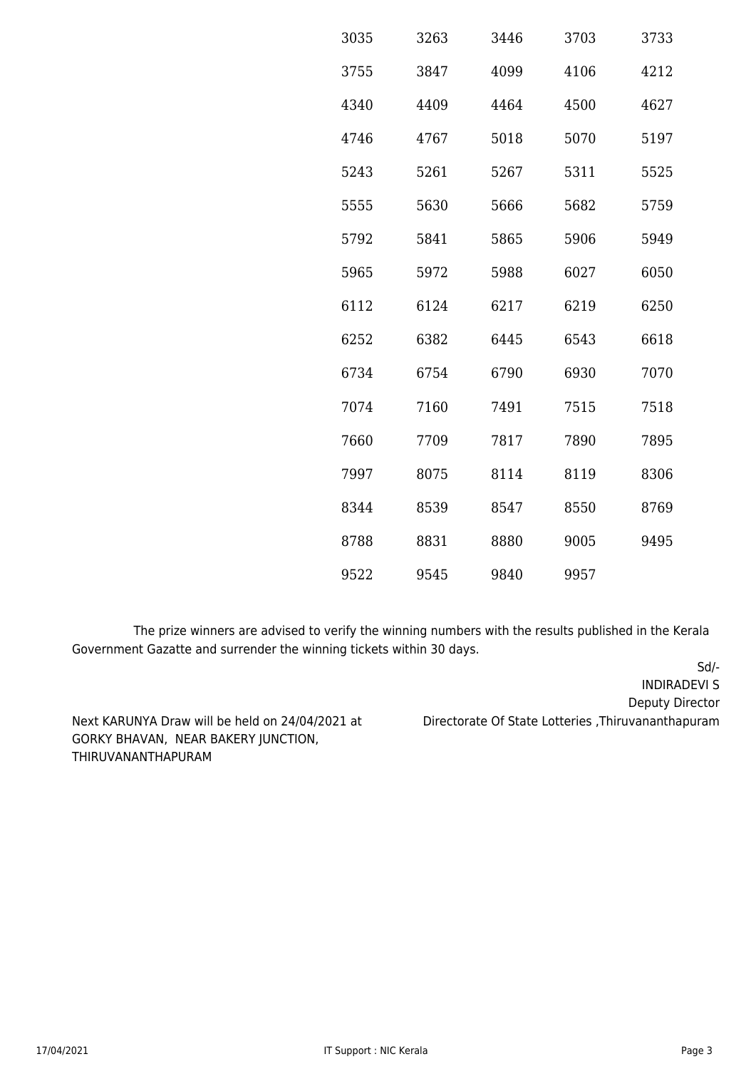| | | | | |
|---|---|---|---|---|
| 3035 | 3263 | 3446 | 3703 | 3733 |
| 3755 | 3847 | 4099 | 4106 | 4212 |
| 4340 | 4409 | 4464 | 4500 | 4627 |
| 4746 | 4767 | 5018 | 5070 | 5197 |
| 5243 | 5261 | 5267 | 5311 | 5525 |
| 5555 | 5630 | 5666 | 5682 | 5759 |
| 5792 | 5841 | 5865 | 5906 | 5949 |
| 5965 | 5972 | 5988 | 6027 | 6050 |
| 6112 | 6124 | 6217 | 6219 | 6250 |
| 6252 | 6382 | 6445 | 6543 | 6618 |
| 6734 | 6754 | 6790 | 6930 | 7070 |
| 7074 | 7160 | 7491 | 7515 | 7518 |
| 7660 | 7709 | 7817 | 7890 | 7895 |
| 7997 | 8075 | 8114 | 8119 | 8306 |
| 8344 | 8539 | 8547 | 8550 | 8769 |
| 8788 | 8831 | 8880 | 9005 | 9495 |
| 9522 | 9545 | 9840 | 9957 | |

The prize winners are advised to verify the winning numbers with the results published in the Kerala Government Gazatte and surrender the winning tickets within 30 days.

Sd/-
INDIRADEVI S
Deputy Director
Directorate Of State Lotteries ,Thiruvananthapuram

Next KARUNYA Draw will be held on 24/04/2021 at GORKY BHAVAN, NEAR BAKERY JUNCTION, THIRUVANANTHAPURAM